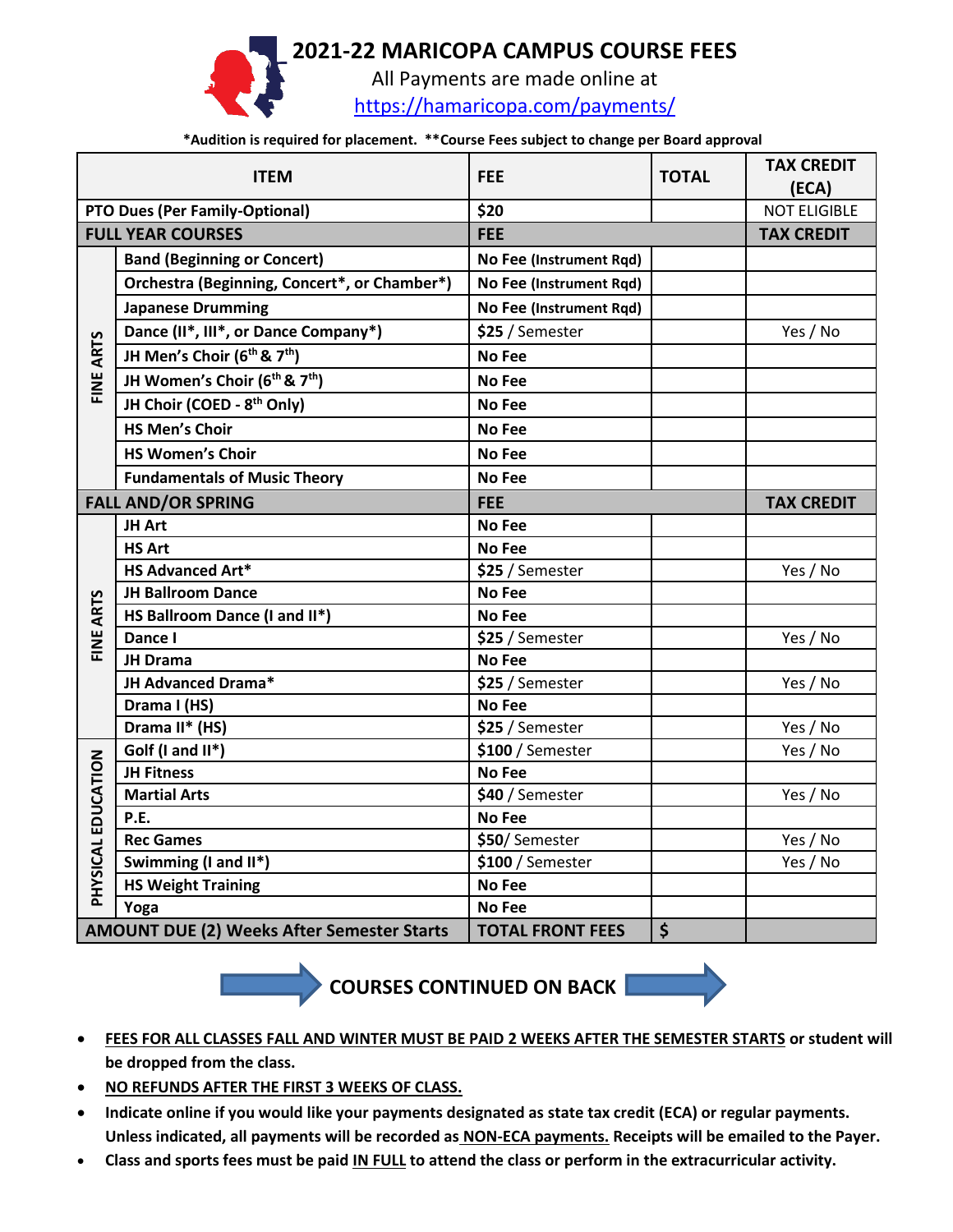# 2021-22 MARICOPA CAMPUS COURSE FEES

All Payments are made online at
https://hamaricopa.com/payments/

**\*Audition is required for placement. \*\*Course Fees subject to change per Board approval**

| | ITEM | FEE | TOTAL | TAX CREDIT (ECA) |
|---|---|---|---|---|
| **PTO Dues (Per Family-Optional)** | | **$20** | | NOT ELIGIBLE |
| **FULL YEAR COURSES** | | **FEE** | | **TAX CREDIT** |
| FINE ARTS | **Band (Beginning or Concert)** | **No Fee (Instrument Rqd)** | | |
| | **Orchestra (Beginning, Concert*, or Chamber*)** | **No Fee (Instrument Rqd)** | | |
| | **Japanese Drumming** | **No Fee (Instrument Rqd)** | | |
| | **Dance (II*, III*, or Dance Company*)** | **$25** / Semester | | Yes / No |
| | **JH Men's Choir (6th & 7th)** | **No Fee** | | |
| | **JH Women's Choir (6th & 7th)** | **No Fee** | | |
| | **JH Choir (COED - 8th Only)** | **No Fee** | | |
| | **HS Men's Choir** | **No Fee** | | |
| | **HS Women's Choir** | **No Fee** | | |
| | **Fundamentals of Music Theory** | **No Fee** | | |
| **FALL AND/OR SPRING** | | **FEE** | | **TAX CREDIT** |
| FINE ARTS | **JH Art** | **No Fee** | | |
| | **HS Art** | **No Fee** | | |
| | **HS Advanced Art*** | **$25** / Semester | | Yes / No |
| | **JH Ballroom Dance** | **No Fee** | | |
| | **HS Ballroom Dance (I and II*)** | **No Fee** | | |
| | **Dance I** | **$25** / Semester | | Yes / No |
| | **JH Drama** | **No Fee** | | |
| | **JH Advanced Drama*** | **$25** / Semester | | Yes / No |
| | **Drama I (HS)** | **No Fee** | | |
| | **Drama II* (HS)** | **$25** / Semester | | Yes / No |
| PHYSICAL EDUCATION | **Golf (I and II*)** | **$100** / Semester | | Yes / No |
| | **JH Fitness** | **No Fee** | | |
| | **Martial Arts** | **$40** / Semester | | Yes / No |
| | **P.E.** | **No Fee** | | |
| | **Rec Games** | **$50**/ Semester | | Yes / No |
| | **Swimming (I and II*)** | **$100** / Semester | | Yes / No |
| | **HS Weight Training** | **No Fee** | | |
| | **Yoga** | **No Fee** | | |
| **AMOUNT DUE (2) Weeks After Semester Starts** | | **TOTAL FRONT FEES** | **$** | |

**COURSES CONTINUED ON BACK**

- **FEES FOR ALL CLASSES FALL AND WINTER MUST BE PAID 2 WEEKS AFTER THE SEMESTER STARTS or student will be dropped from the class.**
- **NO REFUNDS AFTER THE FIRST 3 WEEKS OF CLASS.**
- **Indicate online if you would like your payments designated as state tax credit (ECA) or regular payments. Unless indicated, all payments will be recorded as NON-ECA payments. Receipts will be emailed to the Payer.**
- **Class and sports fees must be paid IN FULL to attend the class or perform in the extracurricular activity.**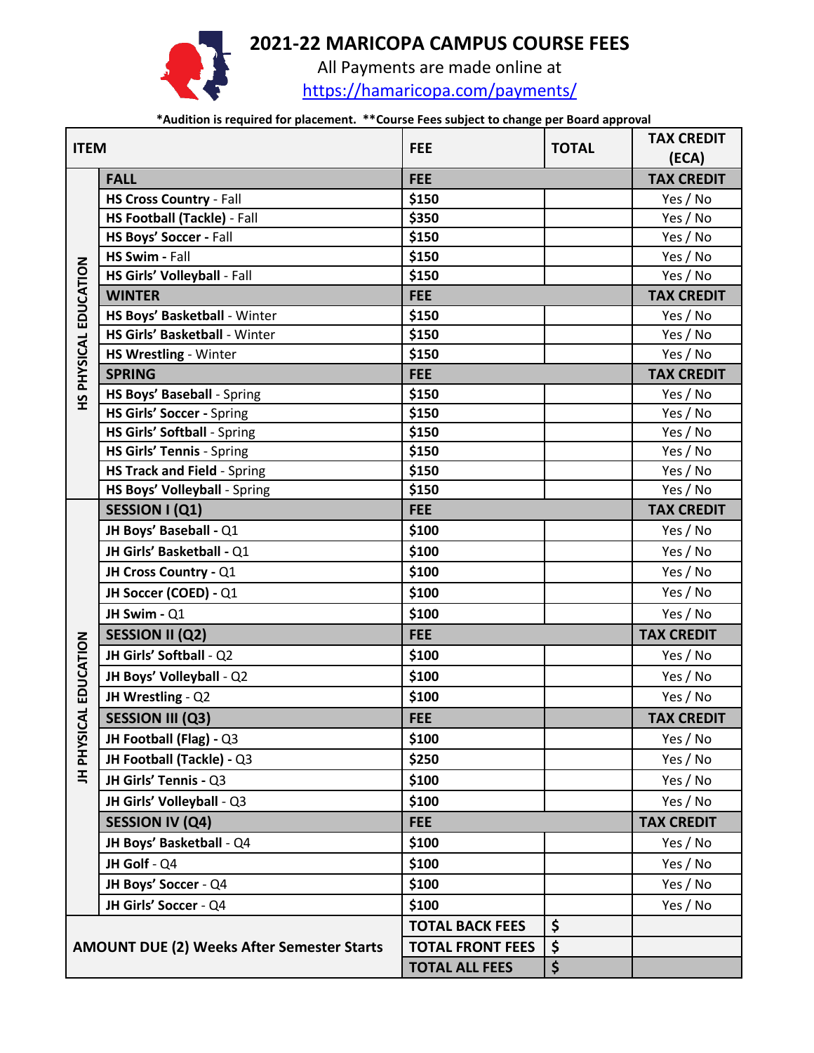# 2021-22 MARICOPA CAMPUS COURSE FEES

All Payments are made online at

https://hamaricopa.com/payments/

***Audition is required for placement. **Course Fees subject to change per Board approval**

| | ITEM | FEE | TOTAL | TAX CREDIT (ECA) |
|---|---|---|---|---|
| HS PHYSICAL EDUCATION | **FALL** | **FEE** | | **TAX CREDIT** |
| | **HS Cross Country** - Fall | $150 | | Yes / No |
| | **HS Football (Tackle)** - Fall | $350 | | Yes / No |
| | **HS Boys' Soccer** - Fall | $150 | | Yes / No |
| | **HS Swim** - Fall | $150 | | Yes / No |
| | **HS Girls' Volleyball** - Fall | $150 | | Yes / No |
| | **WINTER** | **FEE** | | **TAX CREDIT** |
| | **HS Boys' Basketball** - Winter | $150 | | Yes / No |
| | **HS Girls' Basketball** - Winter | $150 | | Yes / No |
| | **HS Wrestling** - Winter | $150 | | Yes / No |
| | **SPRING** | **FEE** | | **TAX CREDIT** |
| | **HS Boys' Baseball** - Spring | $150 | | Yes / No |
| | **HS Girls' Soccer** - Spring | $150 | | Yes / No |
| | **HS Girls' Softball** - Spring | $150 | | Yes / No |
| | **HS Girls' Tennis** - Spring | $150 | | Yes / No |
| | **HS Track and Field** - Spring | $150 | | Yes / No |
| | **HS Boys' Volleyball** - Spring | $150 | | Yes / No |
| JH PHYSICAL EDUCATION | **SESSION I (Q1)** | **FEE** | | **TAX CREDIT** |
| | **JH Boys' Baseball** - Q1 | $100 | | Yes / No |
| | **JH Girls' Basketball** - Q1 | $100 | | Yes / No |
| | **JH Cross Country** - Q1 | $100 | | Yes / No |
| | **JH Soccer (COED)** - Q1 | $100 | | Yes / No |
| | **JH Swim** - Q1 | $100 | | Yes / No |
| | **SESSION II (Q2)** | **FEE** | | **TAX CREDIT** |
| | **JH Girls' Softball** - Q2 | $100 | | Yes / No |
| | **JH Boys' Volleyball** - Q2 | $100 | | Yes / No |
| | **JH Wrestling** - Q2 | $100 | | Yes / No |
| | **SESSION III (Q3)** | **FEE** | | **TAX CREDIT** |
| | **JH Football (Flag)** - Q3 | $100 | | Yes / No |
| | **JH Football (Tackle)** - Q3 | $250 | | Yes / No |
| | **JH Girls' Tennis** - Q3 | $100 | | Yes / No |
| | **JH Girls' Volleyball** - Q3 | $100 | | Yes / No |
| | **SESSION IV (Q4)** | **FEE** | | **TAX CREDIT** |
| | **JH Boys' Basketball** - Q4 | $100 | | Yes / No |
| | **JH Golf** - Q4 | $100 | | Yes / No |
| | **JH Boys' Soccer** - Q4 | $100 | | Yes / No |
| | **JH Girls' Soccer** - Q4 | $100 | | Yes / No |
| **AMOUNT DUE (2) Weeks After Semester Starts** | | **TOTAL BACK FEES** | $ | |
| | | **TOTAL FRONT FEES** | $ | |
| | | **TOTAL ALL FEES** | $ | |